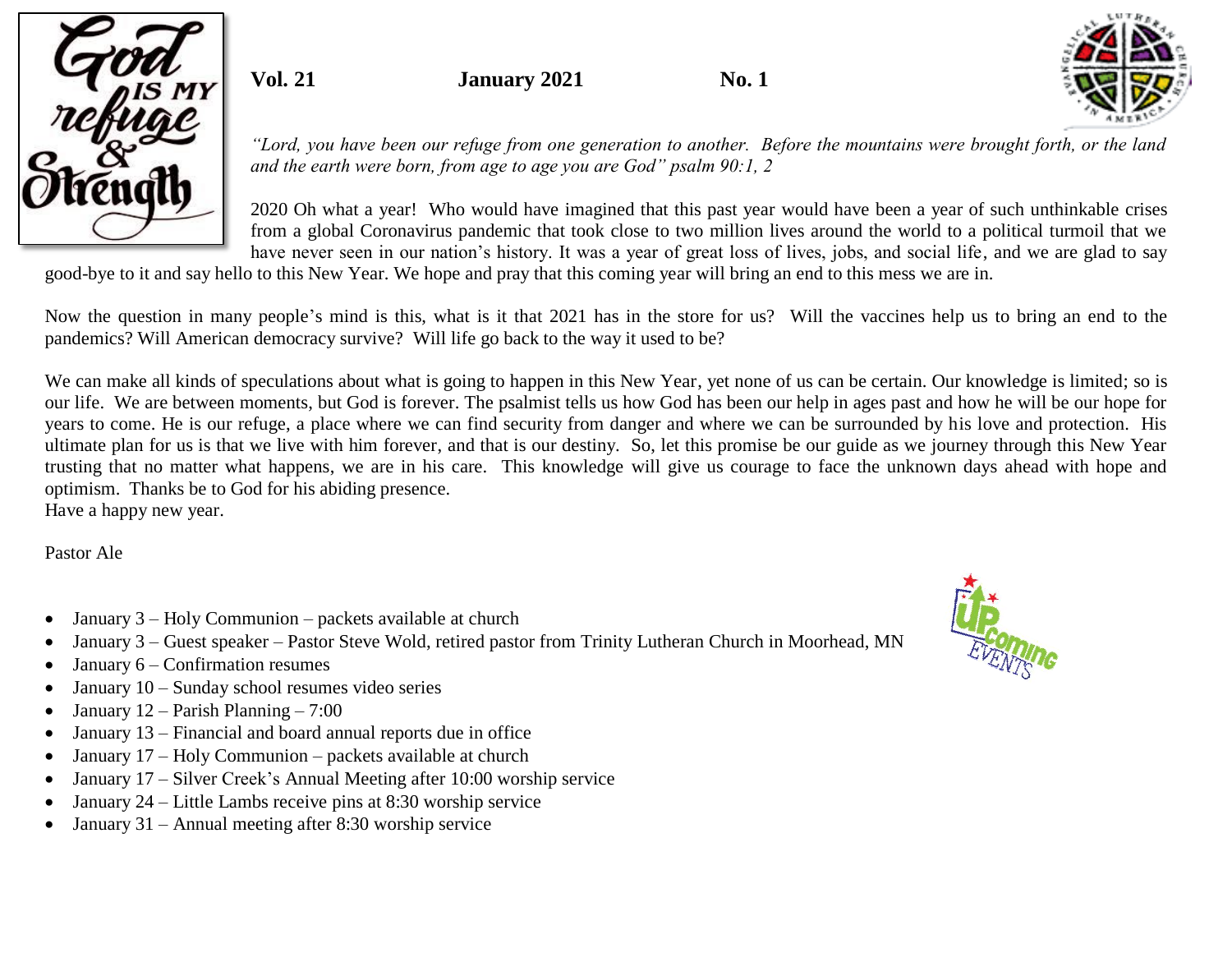**Vol. 21 January 2021 No. 1**

*"Lord, you have been our refuge from one generation to another. Before the mountains were brought forth, or the land and the earth were born, from age to age you are God" psalm 90:1, 2*

2020 Oh what a year! Who would have imagined that this past year would have been a year of such unthinkable crises from a global Coronavirus pandemic that took close to two million lives around the world to a political turmoil that we have never seen in our nation's history. It was a year of great loss of lives, jobs, and social life, and we are glad to say good-bye to it and say hello to this New Year. We hope and pray that this coming year will bring an end to this mess we are in.

Now the question in many people's mind is this, what is it that 2021 has in the store for us? Will the vaccines help us to bring an end to the pandemics? Will American democracy survive? Will life go back to the way it used to be?

We can make all kinds of speculations about what is going to happen in this New Year, yet none of us can be certain. Our knowledge is limited; so is our life. We are between moments, but God is forever. The psalmist tells us how God has been our help in ages past and how he will be our hope for years to come. He is our refuge, a place where we can find security from danger and where we can be surrounded by his love and protection. His ultimate plan for us is that we live with him forever, and that is our destiny. So, let this promise be our guide as we journey through this New Year trusting that no matter what happens, we are in his care. This knowledge will give us courage to face the unknown days ahead with hope and optimism. Thanks be to God for his abiding presence.
Have a happy new year.

Pastor Ale

- January 3 – Holy Communion – packets available at church
- January 3 – Guest speaker – Pastor Steve Wold, retired pastor from Trinity Lutheran Church in Moorhead, MN
- January 6 – Confirmation resumes
- January 10 – Sunday school resumes video series
- January 12 – Parish Planning – 7:00
- January 13 – Financial and board annual reports due in office
- January 17 – Holy Communion – packets available at church
- January 17 – Silver Creek's Annual Meeting after 10:00 worship service
- January 24 – Little Lambs receive pins at 8:30 worship service
- January 31 – Annual meeting after 8:30 worship service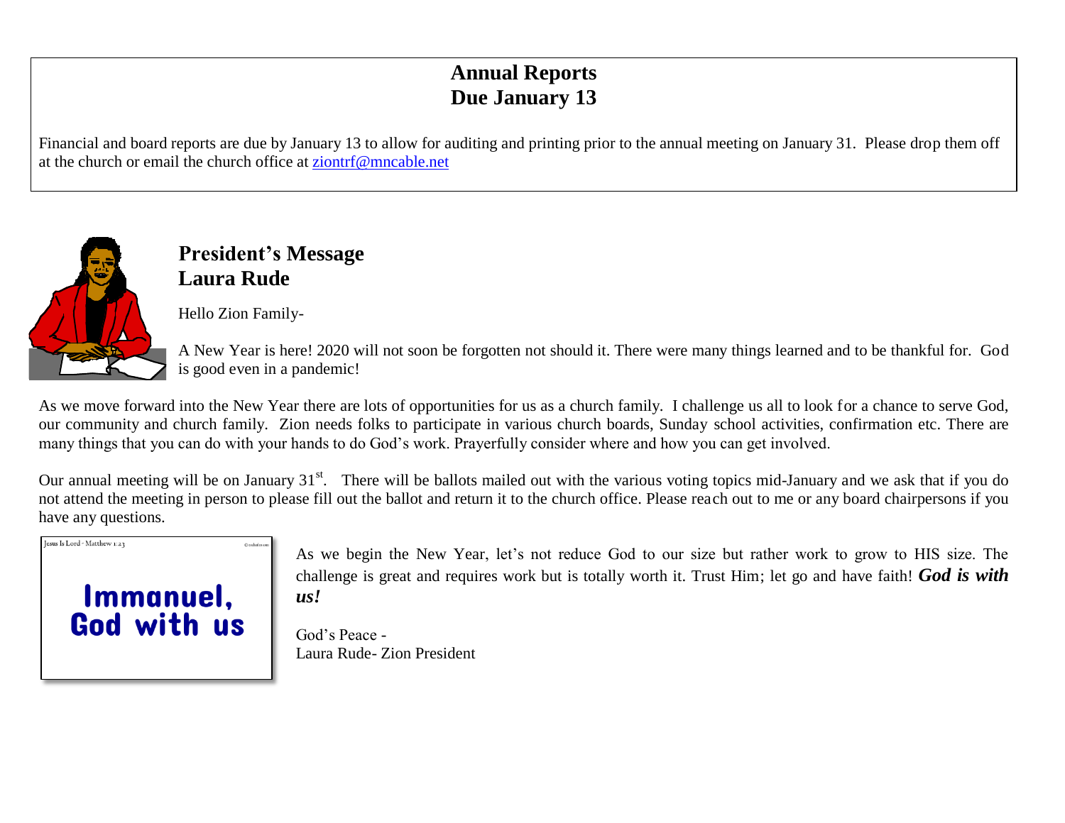## Annual Reports Due January 13

Financial and board reports are due by January 13 to allow for auditing and printing prior to the annual meeting on January 31. Please drop them off at the church or email the church office at ziontrf@mncable.net

## President's Message
## Laura Rude

Hello Zion Family-

A New Year is here! 2020 will not soon be forgotten not should it. There were many things learned and to be thankful for. God is good even in a pandemic!

As we move forward into the New Year there are lots of opportunities for us as a church family. I challenge us all to look for a chance to serve God, our community and church family. Zion needs folks to participate in various church boards, Sunday school activities, confirmation etc. There are many things that you can do with your hands to do God's work. Prayerfully consider where and how you can get involved.

Our annual meeting will be on January 31st. There will be ballots mailed out with the various voting topics mid-January and we ask that if you do not attend the meeting in person to please fill out the ballot and return it to the church office. Please reach out to me or any board chairpersons if you have any questions.

Jesus Is Lord - Matthew 1:23

**Immanuel, God with us**

As we begin the New Year, let's not reduce God to our size but rather work to grow to HIS size. The challenge is great and requires work but is totally worth it. Trust Him; let go and have faith! ***God is with us!***

God's Peace -
Laura Rude- Zion President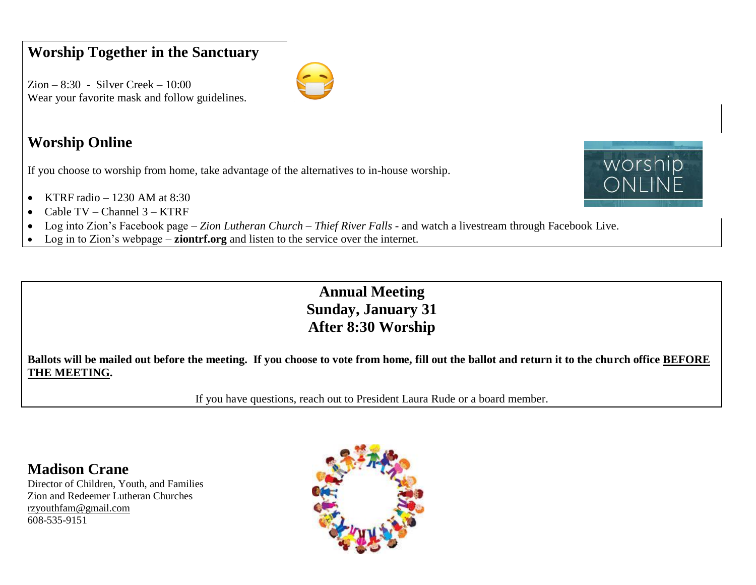## Worship Together in the Sanctuary

Zion – 8:30 - Silver Creek – 10:00
Wear your favorite mask and follow guidelines.

## Worship Online

If you choose to worship from home, take advantage of the alternatives to in-house worship.

- KTRF radio – 1230 AM at 8:30
- Cable TV – Channel 3 – KTRF
- Log into Zion's Facebook page – *Zion Lutheran Church – Thief River Falls* - and watch a livestream through Facebook Live.
- Log in to Zion's webpage – **ziontrf.org** and listen to the service over the internet.

## Annual Meeting
## Sunday, January 31
## After 8:30 Worship

**Ballots will be mailed out before the meeting. If you choose to vote from home, fill out the ballot and return it to the church office BEFORE THE MEETING.**

If you have questions, reach out to President Laura Rude or a board member.

## Madison Crane

Director of Children, Youth, and Families
Zion and Redeemer Lutheran Churches
rzyouthfam@gmail.com
608-535-9151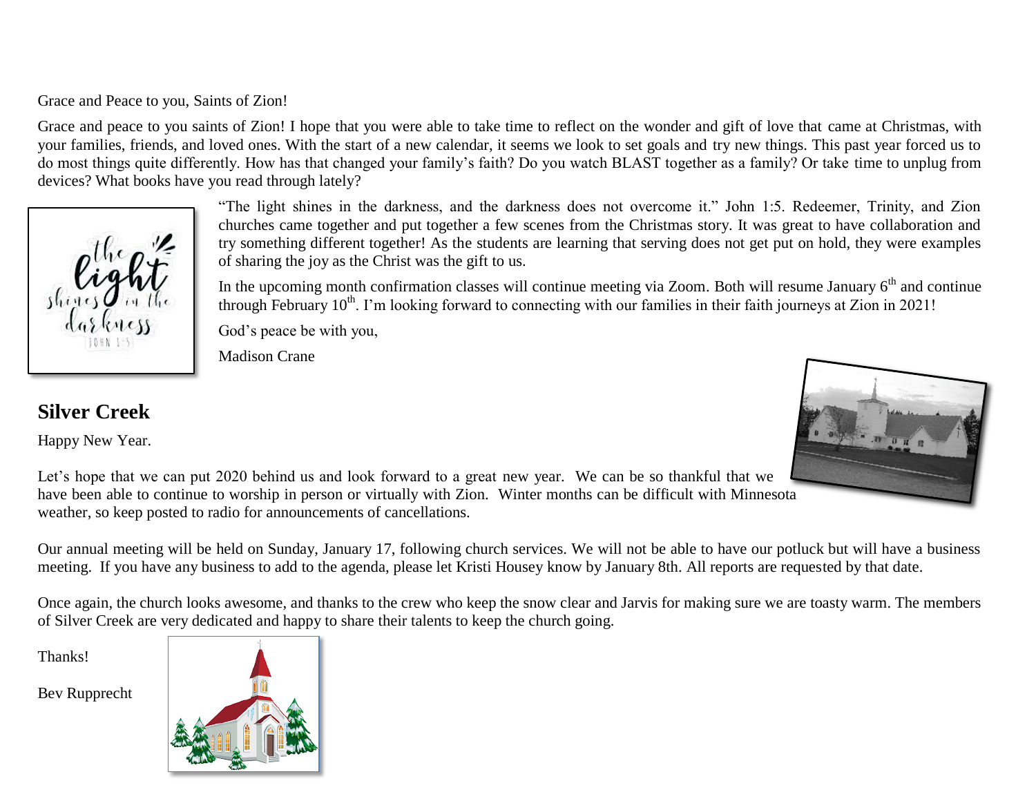Grace and Peace to you, Saints of Zion!

Grace and peace to you saints of Zion! I hope that you were able to take time to reflect on the wonder and gift of love that came at Christmas, with your families, friends, and loved ones. With the start of a new calendar, it seems we look to set goals and try new things. This past year forced us to do most things quite differently. How has that changed your family's faith? Do you watch BLAST together as a family? Or take time to unplug from devices? What books have you read through lately?

"The light shines in the darkness, and the darkness does not overcome it." John 1:5. Redeemer, Trinity, and Zion churches came together and put together a few scenes from the Christmas story. It was great to have collaboration and try something different together! As the students are learning that serving does not get put on hold, they were examples of sharing the joy as the Christ was the gift to us.

In the upcoming month confirmation classes will continue meeting via Zoom. Both will resume January 6th and continue through February 10th. I'm looking forward to connecting with our families in their faith journeys at Zion in 2021!

God's peace be with you,

Madison Crane

## Silver Creek

Happy New Year.

Let's hope that we can put 2020 behind us and look forward to a great new year. We can be so thankful that we have been able to continue to worship in person or virtually with Zion. Winter months can be difficult with Minnesota weather, so keep posted to radio for announcements of cancellations.

Our annual meeting will be held on Sunday, January 17, following church services. We will not be able to have our potluck but will have a business meeting. If you have any business to add to the agenda, please let Kristi Housey know by January 8th. All reports are requested by that date.

Once again, the church looks awesome, and thanks to the crew who keep the snow clear and Jarvis for making sure we are toasty warm. The members of Silver Creek are very dedicated and happy to share their talents to keep the church going.

Thanks!

Bev Rupprecht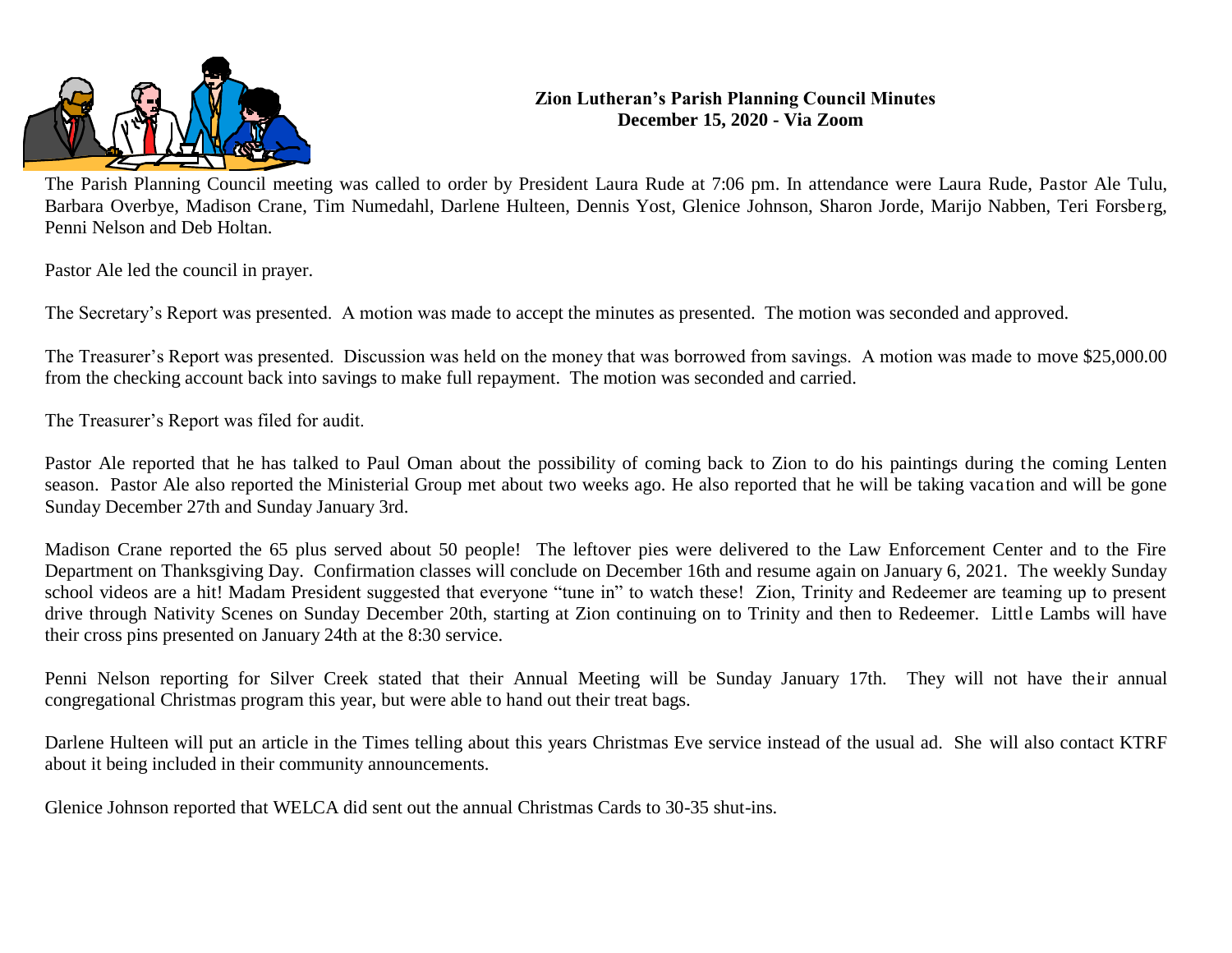**Zion Lutheran's Parish Planning Council Minutes**
**December 15, 2020 - Via Zoom**

The Parish Planning Council meeting was called to order by President Laura Rude at 7:06 pm. In attendance were Laura Rude, Pastor Ale Tulu, Barbara Overbye, Madison Crane, Tim Numedahl, Darlene Hulteen, Dennis Yost, Glenice Johnson, Sharon Jorde, Marijo Nabben, Teri Forsberg, Penni Nelson and Deb Holtan.

Pastor Ale led the council in prayer.

The Secretary's Report was presented. A motion was made to accept the minutes as presented. The motion was seconded and approved.

The Treasurer's Report was presented. Discussion was held on the money that was borrowed from savings. A motion was made to move $25,000.00 from the checking account back into savings to make full repayment. The motion was seconded and carried.

The Treasurer's Report was filed for audit.

Pastor Ale reported that he has talked to Paul Oman about the possibility of coming back to Zion to do his paintings during the coming Lenten season. Pastor Ale also reported the Ministerial Group met about two weeks ago. He also reported that he will be taking vacation and will be gone Sunday December 27th and Sunday January 3rd.

Madison Crane reported the 65 plus served about 50 people! The leftover pies were delivered to the Law Enforcement Center and to the Fire Department on Thanksgiving Day. Confirmation classes will conclude on December 16th and resume again on January 6, 2021. The weekly Sunday school videos are a hit! Madam President suggested that everyone "tune in" to watch these! Zion, Trinity and Redeemer are teaming up to present drive through Nativity Scenes on Sunday December 20th, starting at Zion continuing on to Trinity and then to Redeemer. Little Lambs will have their cross pins presented on January 24th at the 8:30 service.

Penni Nelson reporting for Silver Creek stated that their Annual Meeting will be Sunday January 17th. They will not have their annual congregational Christmas program this year, but were able to hand out their treat bags.

Darlene Hulteen will put an article in the Times telling about this years Christmas Eve service instead of the usual ad. She will also contact KTRF about it being included in their community announcements.

Glenice Johnson reported that WELCA did sent out the annual Christmas Cards to 30-35 shut-ins.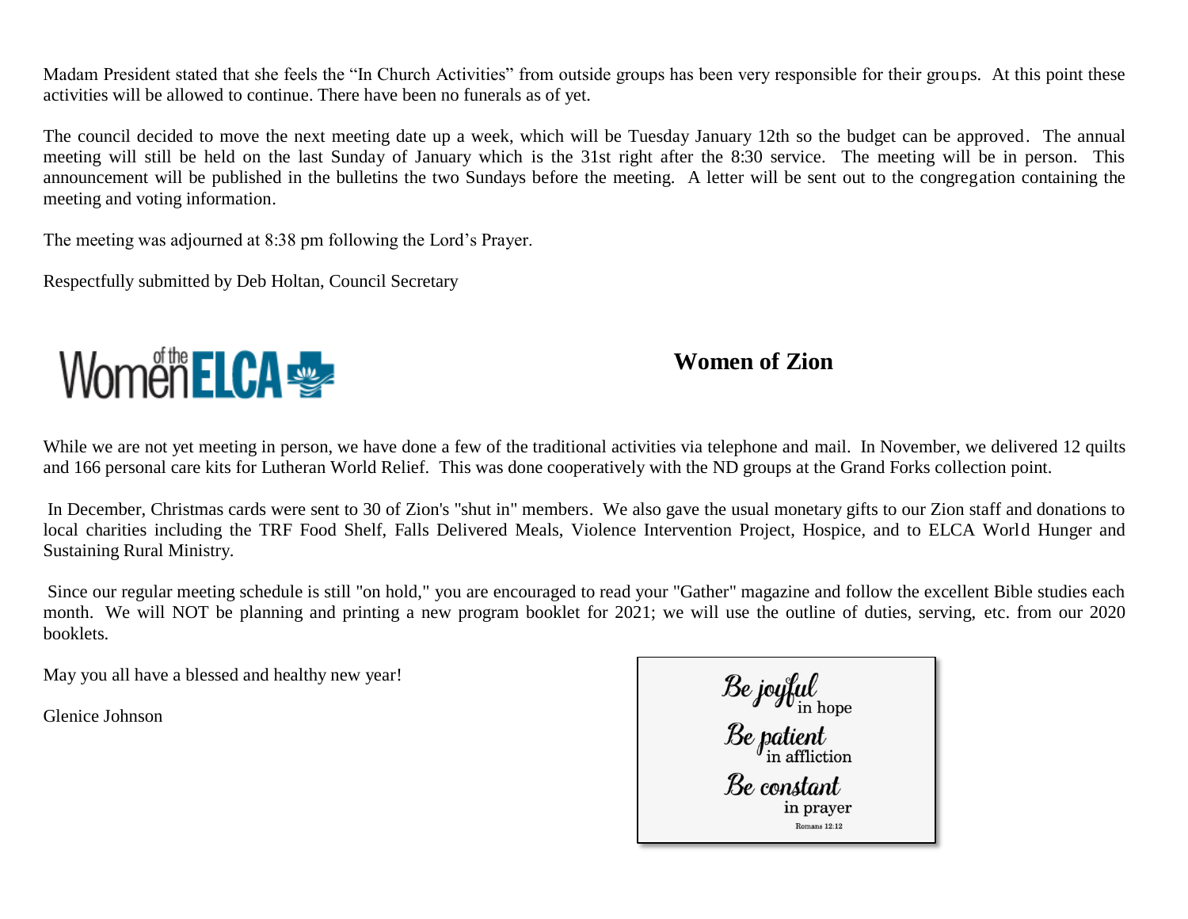Madam President stated that she feels the "In Church Activities" from outside groups has been very responsible for their groups. At this point these activities will be allowed to continue. There have been no funerals as of yet.

The council decided to move the next meeting date up a week, which will be Tuesday January 12th so the budget can be approved. The annual meeting will still be held on the last Sunday of January which is the 31st right after the 8:30 service. The meeting will be in person. This announcement will be published in the bulletins the two Sundays before the meeting. A letter will be sent out to the congregation containing the meeting and voting information.

The meeting was adjourned at 8:38 pm following the Lord's Prayer.

Respectfully submitted by Deb Holtan, Council Secretary

Women of the ELCA

## Women of Zion

While we are not yet meeting in person, we have done a few of the traditional activities via telephone and mail. In November, we delivered 12 quilts and 166 personal care kits for Lutheran World Relief. This was done cooperatively with the ND groups at the Grand Forks collection point.

In December, Christmas cards were sent to 30 of Zion's "shut in" members. We also gave the usual monetary gifts to our Zion staff and donations to local charities including the TRF Food Shelf, Falls Delivered Meals, Violence Intervention Project, Hospice, and to ELCA World Hunger and Sustaining Rural Ministry.

Since our regular meeting schedule is still "on hold," you are encouraged to read your "Gather" magazine and follow the excellent Bible studies each month. We will NOT be planning and printing a new program booklet for 2021; we will use the outline of duties, serving, etc. from our 2020 booklets.

May you all have a blessed and healthy new year!

Glenice Johnson

*Be joyful* in hope
*Be patient* in affliction
*Be constant* in prayer
Romans 12:12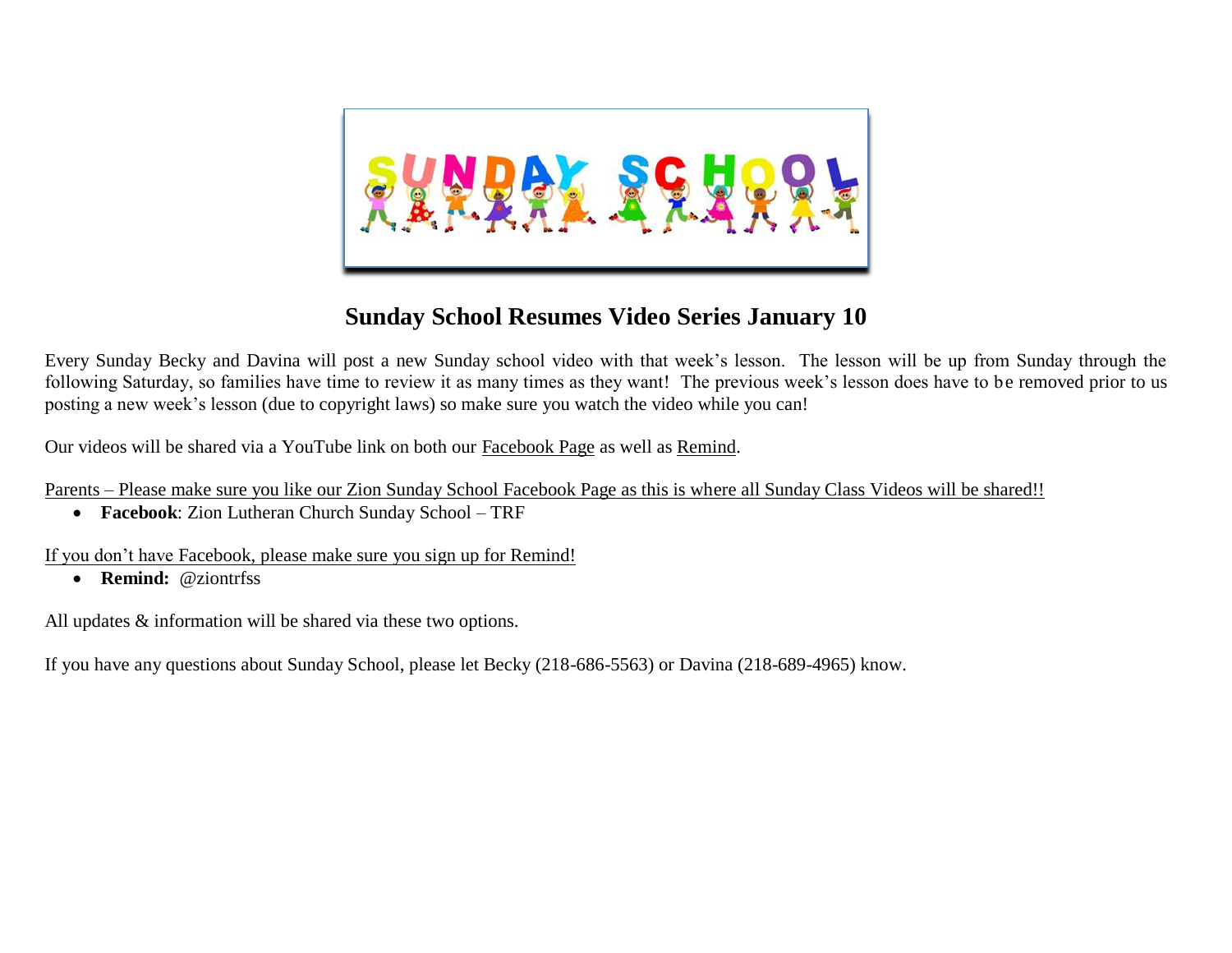## Sunday School Resumes Video Series January 10

Every Sunday Becky and Davina will post a new Sunday school video with that week's lesson. The lesson will be up from Sunday through the following Saturday, so families have time to review it as many times as they want! The previous week's lesson does have to be removed prior to us posting a new week's lesson (due to copyright laws) so make sure you watch the video while you can!

Our videos will be shared via a YouTube link on both our Facebook Page as well as Remind.

Parents – Please make sure you like our Zion Sunday School Facebook Page as this is where all Sunday Class Videos will be shared!!

- **Facebook**: Zion Lutheran Church Sunday School – TRF

If you don't have Facebook, please make sure you sign up for Remind!

- **Remind:** @ziontrfss

All updates & information will be shared via these two options.

If you have any questions about Sunday School, please let Becky (218-686-5563) or Davina (218-689-4965) know.